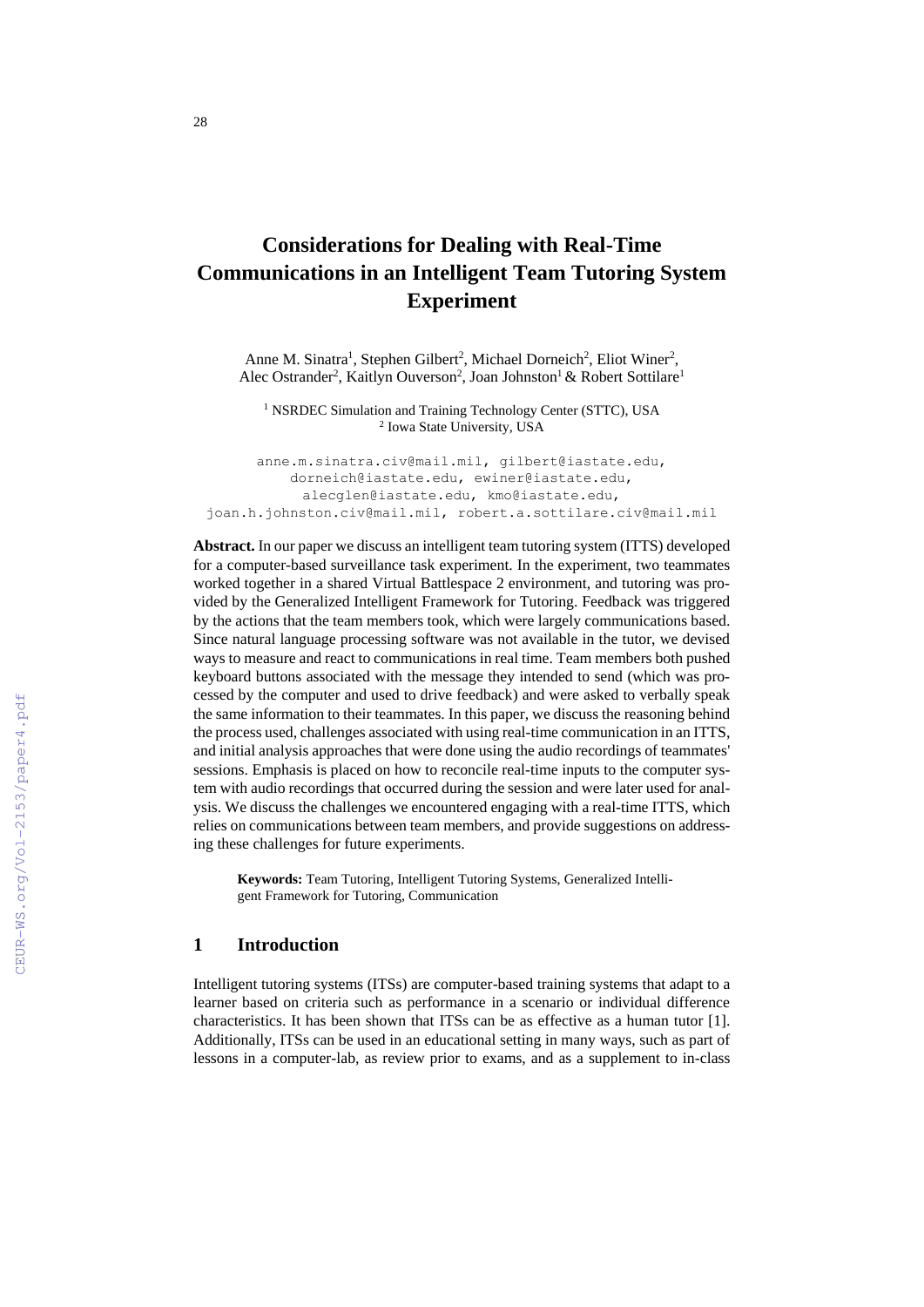# Considerations for Dealing with Real-Time Communications in an Intelligent Team Tutoring System Experiment

Anne M. Sinatra[1], Stephen Gilbert[2], Michael Dorneich[2], Eliot Winer[2], Alec Ostrander[2], Kaitlyn Ouverson[2], Joan Johnston[1] & Robert Sottilare[1]

[1] NSRDEC Simulation and Training Technology Center (STTC), USA
[2] Iowa State University, USA

anne.m.sinatra.civ@mail.mil, gilbert@iastate.edu, dorneich@iastate.edu, ewiner@iastate.edu, alecglen@iastate.edu, kmo@iastate.edu, joan.h.johnston.civ@mail.mil, robert.a.sottilare.civ@mail.mil

**Abstract.** In our paper we discuss an intelligent team tutoring system (ITTS) developed for a computer-based surveillance task experiment. In the experiment, two teammates worked together in a shared Virtual Battlespace 2 environment, and tutoring was provided by the Generalized Intelligent Framework for Tutoring. Feedback was triggered by the actions that the team members took, which were largely communications based. Since natural language processing software was not available in the tutor, we devised ways to measure and react to communications in real time. Team members both pushed keyboard buttons associated with the message they intended to send (which was processed by the computer and used to drive feedback) and were asked to verbally speak the same information to their teammates. In this paper, we discuss the reasoning behind the process used, challenges associated with using real-time communication in an ITTS, and initial analysis approaches that were done using the audio recordings of teammates' sessions. Emphasis is placed on how to reconcile real-time inputs to the computer system with audio recordings that occurred during the session and were later used for analysis. We discuss the challenges we encountered engaging with a real-time ITTS, which relies on communications between team members, and provide suggestions on addressing these challenges for future experiments.

**Keywords:** Team Tutoring, Intelligent Tutoring Systems, Generalized Intelligent Framework for Tutoring, Communication

## 1 Introduction

Intelligent tutoring systems (ITSs) are computer-based training systems that adapt to a learner based on criteria such as performance in a scenario or individual difference characteristics. It has been shown that ITSs can be as effective as a human tutor [1]. Additionally, ITSs can be used in an educational setting in many ways, such as part of lessons in a computer-lab, as review prior to exams, and as a supplement to in-class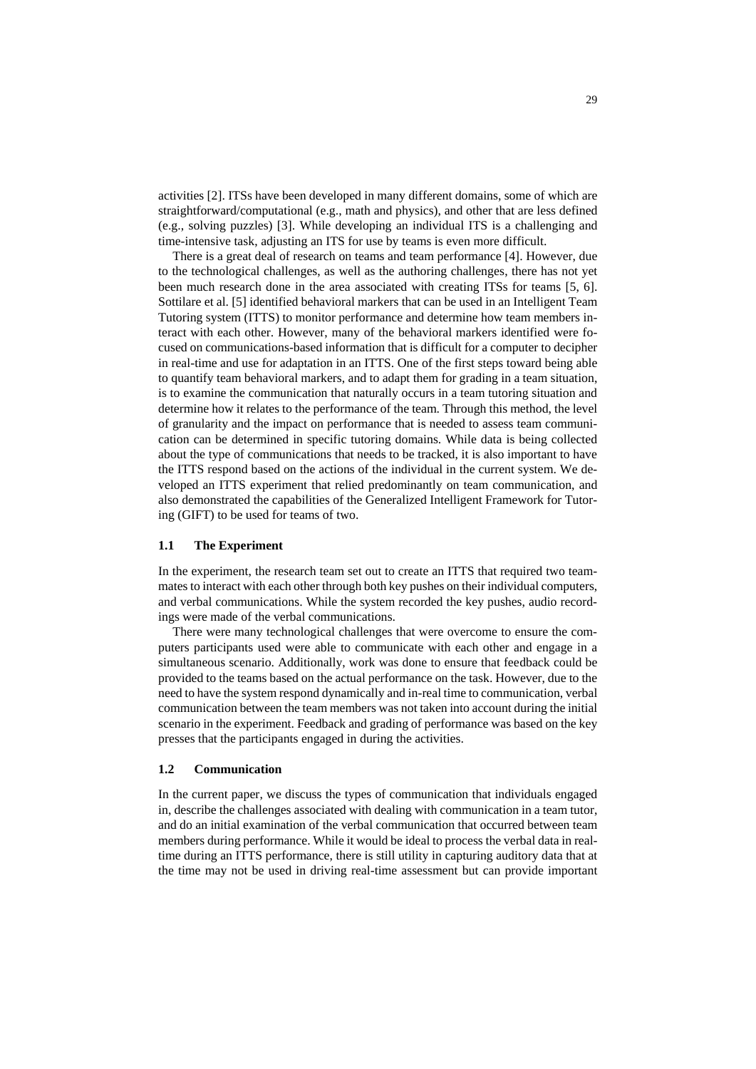activities [2]. ITSs have been developed in many different domains, some of which are straightforward/computational (e.g., math and physics), and other that are less defined (e.g., solving puzzles) [3]. While developing an individual ITS is a challenging and time-intensive task, adjusting an ITS for use by teams is even more difficult.

There is a great deal of research on teams and team performance [4]. However, due to the technological challenges, as well as the authoring challenges, there has not yet been much research done in the area associated with creating ITSs for teams [5, 6]. Sottilare et al. [5] identified behavioral markers that can be used in an Intelligent Team Tutoring system (ITTS) to monitor performance and determine how team members interact with each other. However, many of the behavioral markers identified were focused on communications-based information that is difficult for a computer to decipher in real-time and use for adaptation in an ITTS. One of the first steps toward being able to quantify team behavioral markers, and to adapt them for grading in a team situation, is to examine the communication that naturally occurs in a team tutoring situation and determine how it relates to the performance of the team. Through this method, the level of granularity and the impact on performance that is needed to assess team communication can be determined in specific tutoring domains. While data is being collected about the type of communications that needs to be tracked, it is also important to have the ITTS respond based on the actions of the individual in the current system. We developed an ITTS experiment that relied predominantly on team communication, and also demonstrated the capabilities of the Generalized Intelligent Framework for Tutoring (GIFT) to be used for teams of two.

### 1.1 The Experiment

In the experiment, the research team set out to create an ITTS that required two teammates to interact with each other through both key pushes on their individual computers, and verbal communications. While the system recorded the key pushes, audio recordings were made of the verbal communications.

There were many technological challenges that were overcome to ensure the computers participants used were able to communicate with each other and engage in a simultaneous scenario. Additionally, work was done to ensure that feedback could be provided to the teams based on the actual performance on the task. However, due to the need to have the system respond dynamically and in-real time to communication, verbal communication between the team members was not taken into account during the initial scenario in the experiment. Feedback and grading of performance was based on the key presses that the participants engaged in during the activities.

### 1.2 Communication

In the current paper, we discuss the types of communication that individuals engaged in, describe the challenges associated with dealing with communication in a team tutor, and do an initial examination of the verbal communication that occurred between team members during performance. While it would be ideal to process the verbal data in real-time during an ITTS performance, there is still utility in capturing auditory data that at the time may not be used in driving real-time assessment but can provide important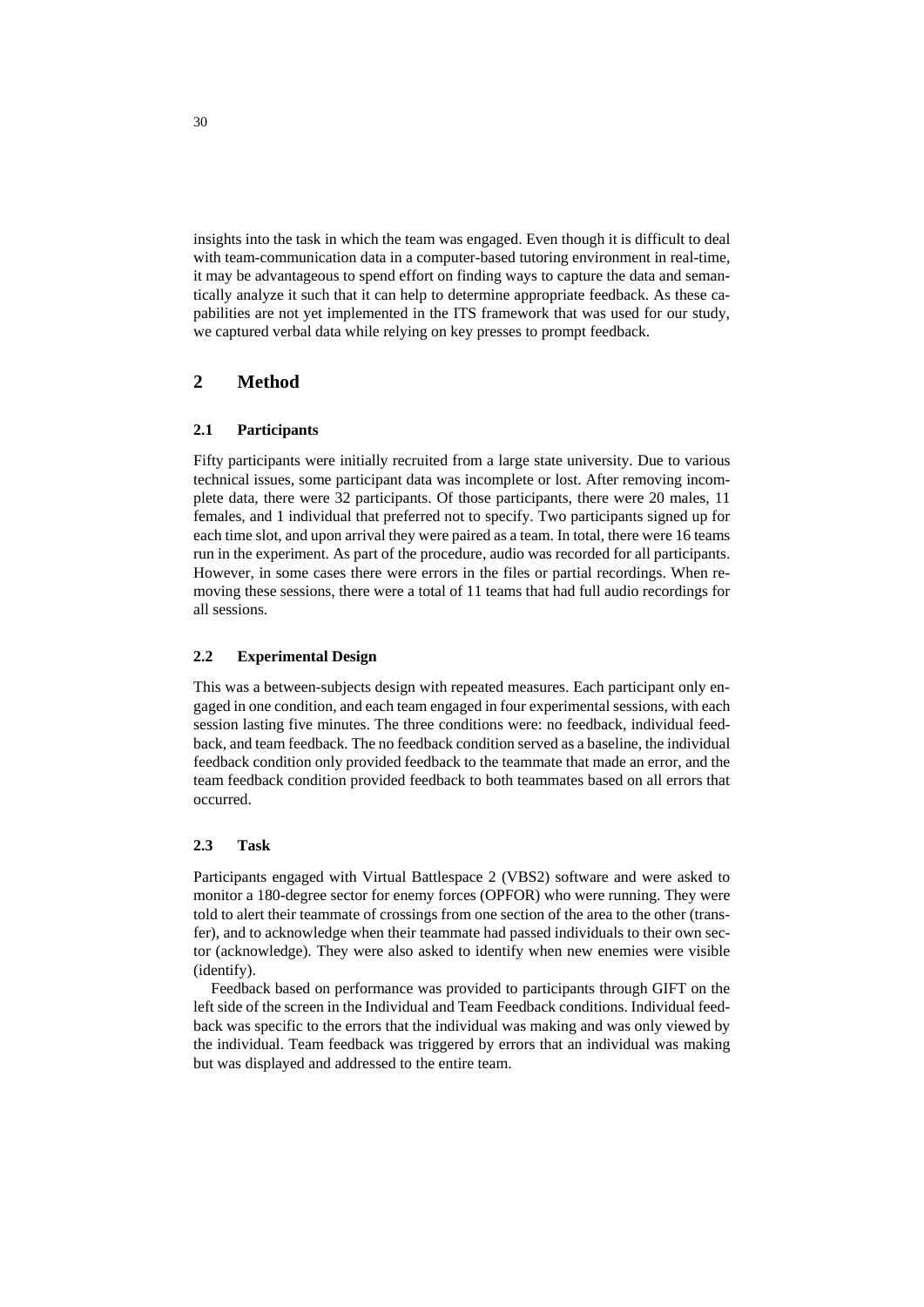insights into the task in which the team was engaged. Even though it is difficult to deal with team-communication data in a computer-based tutoring environment in real-time, it may be advantageous to spend effort on finding ways to capture the data and semantically analyze it such that it can help to determine appropriate feedback. As these capabilities are not yet implemented in the ITS framework that was used for our study, we captured verbal data while relying on key presses to prompt feedback.

## 2 Method

### 2.1 Participants

Fifty participants were initially recruited from a large state university. Due to various technical issues, some participant data was incomplete or lost. After removing incomplete data, there were 32 participants. Of those participants, there were 20 males, 11 females, and 1 individual that preferred not to specify. Two participants signed up for each time slot, and upon arrival they were paired as a team. In total, there were 16 teams run in the experiment. As part of the procedure, audio was recorded for all participants. However, in some cases there were errors in the files or partial recordings. When removing these sessions, there were a total of 11 teams that had full audio recordings for all sessions.

### 2.2 Experimental Design

This was a between-subjects design with repeated measures. Each participant only engaged in one condition, and each team engaged in four experimental sessions, with each session lasting five minutes. The three conditions were: no feedback, individual feedback, and team feedback. The no feedback condition served as a baseline, the individual feedback condition only provided feedback to the teammate that made an error, and the team feedback condition provided feedback to both teammates based on all errors that occurred.

### 2.3 Task

Participants engaged with Virtual Battlespace 2 (VBS2) software and were asked to monitor a 180-degree sector for enemy forces (OPFOR) who were running. They were told to alert their teammate of crossings from one section of the area to the other (transfer), and to acknowledge when their teammate had passed individuals to their own sector (acknowledge). They were also asked to identify when new enemies were visible (identify).

Feedback based on performance was provided to participants through GIFT on the left side of the screen in the Individual and Team Feedback conditions. Individual feedback was specific to the errors that the individual was making and was only viewed by the individual. Team feedback was triggered by errors that an individual was making but was displayed and addressed to the entire team.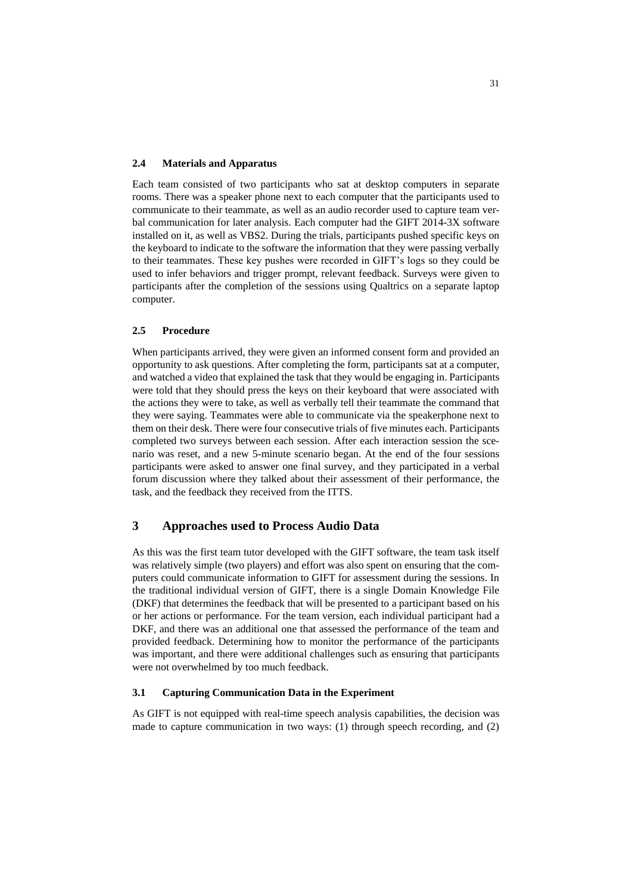### 2.4 Materials and Apparatus

Each team consisted of two participants who sat at desktop computers in separate rooms. There was a speaker phone next to each computer that the participants used to communicate to their teammate, as well as an audio recorder used to capture team verbal communication for later analysis. Each computer had the GIFT 2014-3X software installed on it, as well as VBS2. During the trials, participants pushed specific keys on the keyboard to indicate to the software the information that they were passing verbally to their teammates. These key pushes were recorded in GIFT's logs so they could be used to infer behaviors and trigger prompt, relevant feedback. Surveys were given to participants after the completion of the sessions using Qualtrics on a separate laptop computer.

### 2.5 Procedure

When participants arrived, they were given an informed consent form and provided an opportunity to ask questions. After completing the form, participants sat at a computer, and watched a video that explained the task that they would be engaging in. Participants were told that they should press the keys on their keyboard that were associated with the actions they were to take, as well as verbally tell their teammate the command that they were saying. Teammates were able to communicate via the speakerphone next to them on their desk. There were four consecutive trials of five minutes each. Participants completed two surveys between each session. After each interaction session the scenario was reset, and a new 5-minute scenario began. At the end of the four sessions participants were asked to answer one final survey, and they participated in a verbal forum discussion where they talked about their assessment of their performance, the task, and the feedback they received from the ITTS.

## 3 Approaches used to Process Audio Data

As this was the first team tutor developed with the GIFT software, the team task itself was relatively simple (two players) and effort was also spent on ensuring that the computers could communicate information to GIFT for assessment during the sessions. In the traditional individual version of GIFT, there is a single Domain Knowledge File (DKF) that determines the feedback that will be presented to a participant based on his or her actions or performance. For the team version, each individual participant had a DKF, and there was an additional one that assessed the performance of the team and provided feedback. Determining how to monitor the performance of the participants was important, and there were additional challenges such as ensuring that participants were not overwhelmed by too much feedback.

### 3.1 Capturing Communication Data in the Experiment

As GIFT is not equipped with real-time speech analysis capabilities, the decision was made to capture communication in two ways: (1) through speech recording, and (2)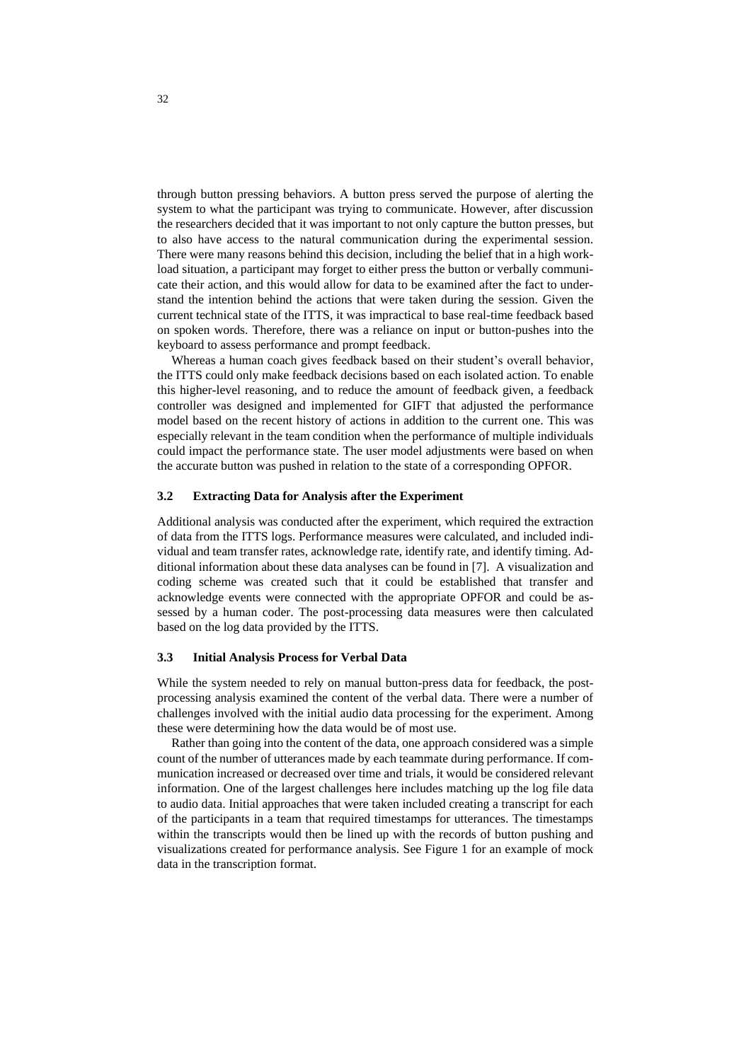through button pressing behaviors. A button press served the purpose of alerting the system to what the participant was trying to communicate. However, after discussion the researchers decided that it was important to not only capture the button presses, but to also have access to the natural communication during the experimental session. There were many reasons behind this decision, including the belief that in a high workload situation, a participant may forget to either press the button or verbally communicate their action, and this would allow for data to be examined after the fact to understand the intention behind the actions that were taken during the session. Given the current technical state of the ITTS, it was impractical to base real-time feedback based on spoken words. Therefore, there was a reliance on input or button-pushes into the keyboard to assess performance and prompt feedback.

Whereas a human coach gives feedback based on their student's overall behavior, the ITTS could only make feedback decisions based on each isolated action. To enable this higher-level reasoning, and to reduce the amount of feedback given, a feedback controller was designed and implemented for GIFT that adjusted the performance model based on the recent history of actions in addition to the current one. This was especially relevant in the team condition when the performance of multiple individuals could impact the performance state. The user model adjustments were based on when the accurate button was pushed in relation to the state of a corresponding OPFOR.

### 3.2 Extracting Data for Analysis after the Experiment

Additional analysis was conducted after the experiment, which required the extraction of data from the ITTS logs. Performance measures were calculated, and included individual and team transfer rates, acknowledge rate, identify rate, and identify timing. Additional information about these data analyses can be found in [7]. A visualization and coding scheme was created such that it could be established that transfer and acknowledge events were connected with the appropriate OPFOR and could be assessed by a human coder. The post-processing data measures were then calculated based on the log data provided by the ITTS.

### 3.3 Initial Analysis Process for Verbal Data

While the system needed to rely on manual button-press data for feedback, the post-processing analysis examined the content of the verbal data. There were a number of challenges involved with the initial audio data processing for the experiment. Among these were determining how the data would be of most use.

Rather than going into the content of the data, one approach considered was a simple count of the number of utterances made by each teammate during performance. If communication increased or decreased over time and trials, it would be considered relevant information. One of the largest challenges here includes matching up the log file data to audio data. Initial approaches that were taken included creating a transcript for each of the participants in a team that required timestamps for utterances. The timestamps within the transcripts would then be lined up with the records of button pushing and visualizations created for performance analysis. See Figure 1 for an example of mock data in the transcription format.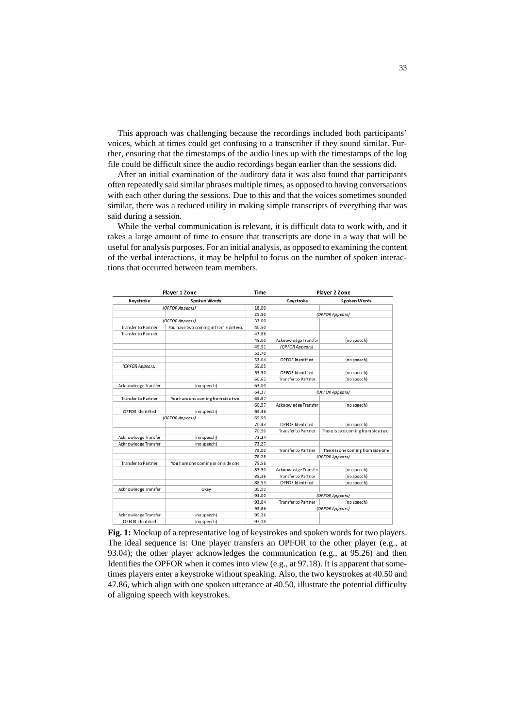This approach was challenging because the recordings included both participants' voices, which at times could get confusing to a transcriber if they sound similar. Further, ensuring that the timestamps of the audio lines up with the timestamps of the log file could be difficult since the audio recordings began earlier than the sessions did.

After an initial examination of the auditory data it was also found that participants often repeatedly said similar phrases multiple times, as opposed to having conversations with each other during the sessions. Due to this and that the voices sometimes sounded similar, there was a reduced utility in making simple transcripts of everything that was said during a session.

While the verbal communication is relevant, it is difficult data to work with, and it takes a large amount of time to ensure that transcripts are done in a way that will be useful for analysis purposes. For an initial analysis, as opposed to examining the content of the verbal interactions, it may be helpful to focus on the number of spoken interactions that occurred between team members.

| Player 1 Zone | | Time | Player 2 Zone | |
|---|---|---|---|---|
| **Keystroke** | **Spoken Words** | | **Keystroke** | **Spoken Words** |
| *(OPFOR Appears)* | | 18.00 | | |
| | | 25.50 | *(OPFOR Appears)* | |
| *(OPFOR Appears)* | | 33.00 | | |
| Transfer to Partner | You have two coming in from side two. | 40.50 | | |
| Transfer to Partner | | 47.86 | | |
| | | 48.00 | Acknowledge Transfer | (no speech) |
| | | 49.51 | *(OPFOR Appears)* | |
| | | 52.70 | | |
| | | 53.64 | OPFOR Identified | (no speech) |
| *(OPFOR Appears)* | | 55.05 | | |
| | | 55.50 | OPFOR Identified | (no speech) |
| | | 60.62 | Transfer to Partner | (no speech) |
| Acknowledge Transfer | (no speech) | 63.00 | | |
| | | 64.37 | *(OPFOR Appears)* | |
| Transfer to Partner | You have one coming from side two. | 65.97 | | |
| | | 66.97 | Acknowledge Transfer | (no speech) |
| OPFOR Identified | (no speech) | 69.46 | | |
| *(OPFOR Appears)* | | 69.99 | | |
| | | 70.43 | OPFOR Identified | (no speech) |
| | | 70.50 | Transfer to Partner | There is two coming from side two. |
| Acknowledge Transfer | (no speech) | 72.24 | | |
| Acknowledge Transfer | (no speech) | 73.27 | | |
| | | 78.00 | Transfer to Partner | There is one coming from side one |
| | | 78.28 | *(OPFOR Appears)* | |
| Transfer to Partner | You have one coming in on side one. | 79.56 | | |
| | | 85.50 | Acknowledge Transfer | (no speech) |
| | | 88.36 | Transfer to Partner | (no speech) |
| | | 88.53 | OPFOR Identified | (no speech) |
| Acknowledge Transfer | Okay | 89.99 | | |
| | | 93.00 | *(OPFOR Appears)* | |
| | | 93.04 | Transfer to Partner | (no speech) |
| | | 93.66 | *(OPFOR Appears)* | |
| Acknowledge Transfer | (no speech) | 95.26 | | |
| OPFOR Identified | (no speech) | 97.18 | | |

**Fig. 1:** Mockup of a representative log of keystrokes and spoken words for two players. The ideal sequence is: One player transfers an OPFOR to the other player (e.g., at 93.04); the other player acknowledges the communication (e.g., at 95.26) and then Identifies the OPFOR when it comes into view (e.g., at 97.18). It is apparent that sometimes players enter a keystroke without speaking. Also, the two keystrokes at 40.50 and 47.86, which align with one spoken utterance at 40.50, illustrate the potential difficulty of aligning speech with keystrokes.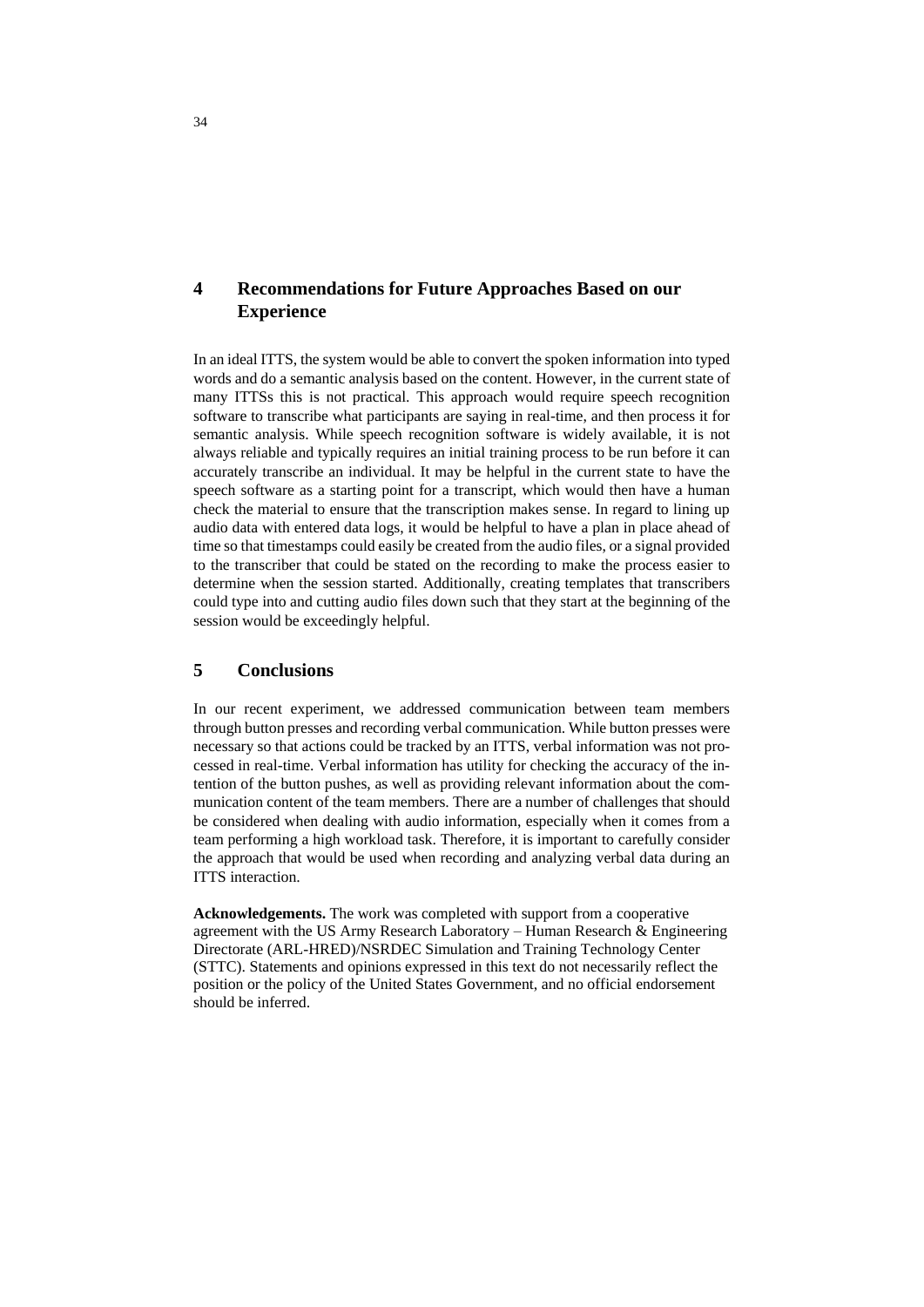## 4 Recommendations for Future Approaches Based on our Experience

In an ideal ITTS, the system would be able to convert the spoken information into typed words and do a semantic analysis based on the content. However, in the current state of many ITTSs this is not practical. This approach would require speech recognition software to transcribe what participants are saying in real-time, and then process it for semantic analysis. While speech recognition software is widely available, it is not always reliable and typically requires an initial training process to be run before it can accurately transcribe an individual. It may be helpful in the current state to have the speech software as a starting point for a transcript, which would then have a human check the material to ensure that the transcription makes sense. In regard to lining up audio data with entered data logs, it would be helpful to have a plan in place ahead of time so that timestamps could easily be created from the audio files, or a signal provided to the transcriber that could be stated on the recording to make the process easier to determine when the session started. Additionally, creating templates that transcribers could type into and cutting audio files down such that they start at the beginning of the session would be exceedingly helpful.

## 5 Conclusions

In our recent experiment, we addressed communication between team members through button presses and recording verbal communication. While button presses were necessary so that actions could be tracked by an ITTS, verbal information was not processed in real-time. Verbal information has utility for checking the accuracy of the intention of the button pushes, as well as providing relevant information about the communication content of the team members. There are a number of challenges that should be considered when dealing with audio information, especially when it comes from a team performing a high workload task. Therefore, it is important to carefully consider the approach that would be used when recording and analyzing verbal data during an ITTS interaction.

**Acknowledgements.** The work was completed with support from a cooperative agreement with the US Army Research Laboratory – Human Research & Engineering Directorate (ARL-HRED)/NSRDEC Simulation and Training Technology Center (STTC). Statements and opinions expressed in this text do not necessarily reflect the position or the policy of the United States Government, and no official endorsement should be inferred.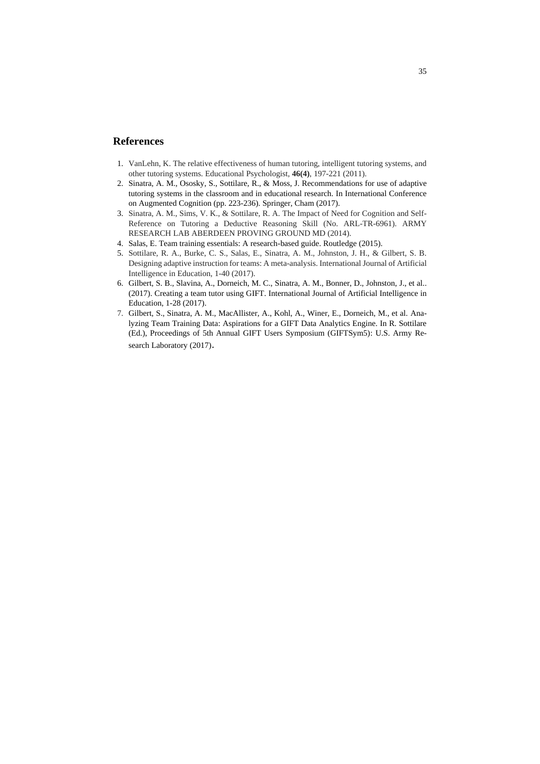## References

1. VanLehn, K. The relative effectiveness of human tutoring, intelligent tutoring systems, and other tutoring systems. Educational Psychologist, **46(4)**, 197-221 (2011).
2. Sinatra, A. M., Ososky, S., Sottilare, R., & Moss, J. Recommendations for use of adaptive tutoring systems in the classroom and in educational research. In International Conference on Augmented Cognition (pp. 223-236). Springer, Cham (2017).
3. Sinatra, A. M., Sims, V. K., & Sottilare, R. A. The Impact of Need for Cognition and Self-Reference on Tutoring a Deductive Reasoning Skill (No. ARL-TR-6961). ARMY RESEARCH LAB ABERDEEN PROVING GROUND MD (2014).
4. Salas, E. Team training essentials: A research-based guide. Routledge (2015).
5. Sottilare, R. A., Burke, C. S., Salas, E., Sinatra, A. M., Johnston, J. H., & Gilbert, S. B. Designing adaptive instruction for teams: A meta-analysis. International Journal of Artificial Intelligence in Education, 1-40 (2017).
6. Gilbert, S. B., Slavina, A., Dorneich, M. C., Sinatra, A. M., Bonner, D., Johnston, J., et al.. (2017). Creating a team tutor using GIFT. International Journal of Artificial Intelligence in Education, 1-28 (2017).
7. Gilbert, S., Sinatra, A. M., MacAllister, A., Kohl, A., Winer, E., Dorneich, M., et al. Analyzing Team Training Data: Aspirations for a GIFT Data Analytics Engine. In R. Sottilare (Ed.), Proceedings of 5th Annual GIFT Users Symposium (GIFTSym5): U.S. Army Research Laboratory (2017).